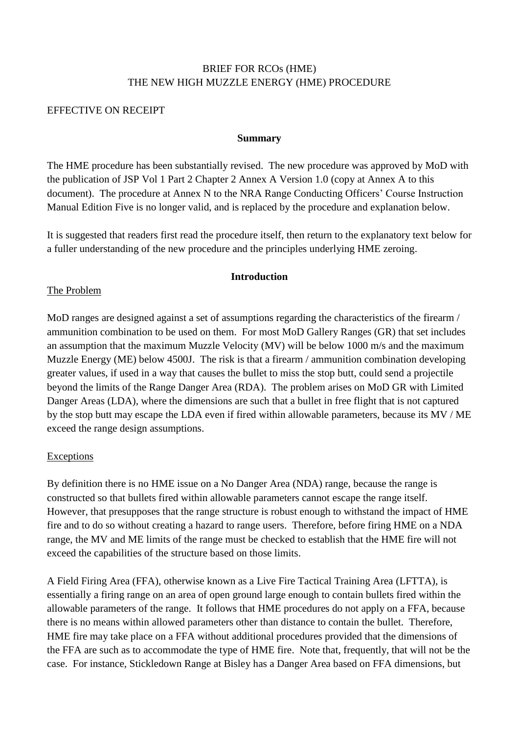# BRIEF FOR RCOs (HME)
# THE NEW HIGH MUZZLE ENERGY (HME) PROCEDURE

EFFECTIVE ON RECEIPT

## Summary

The HME procedure has been substantially revised. The new procedure was approved by MoD with the publication of JSP Vol 1 Part 2 Chapter 2 Annex A Version 1.0 (copy at Annex A to this document). The procedure at Annex N to the NRA Range Conducting Officers' Course Instruction Manual Edition Five is no longer valid, and is replaced by the procedure and explanation below.

It is suggested that readers first read the procedure itself, then return to the explanatory text below for a fuller understanding of the new procedure and the principles underlying HME zeroing.

## Introduction

### The Problem

MoD ranges are designed against a set of assumptions regarding the characteristics of the firearm / ammunition combination to be used on them. For most MoD Gallery Ranges (GR) that set includes an assumption that the maximum Muzzle Velocity (MV) will be below 1000 m/s and the maximum Muzzle Energy (ME) below 4500J. The risk is that a firearm / ammunition combination developing greater values, if used in a way that causes the bullet to miss the stop butt, could send a projectile beyond the limits of the Range Danger Area (RDA). The problem arises on MoD GR with Limited Danger Areas (LDA), where the dimensions are such that a bullet in free flight that is not captured by the stop butt may escape the LDA even if fired within allowable parameters, because its MV / ME exceed the range design assumptions.

### Exceptions

By definition there is no HME issue on a No Danger Area (NDA) range, because the range is constructed so that bullets fired within allowable parameters cannot escape the range itself. However, that presupposes that the range structure is robust enough to withstand the impact of HME fire and to do so without creating a hazard to range users. Therefore, before firing HME on a NDA range, the MV and ME limits of the range must be checked to establish that the HME fire will not exceed the capabilities of the structure based on those limits.

A Field Firing Area (FFA), otherwise known as a Live Fire Tactical Training Area (LFTTA), is essentially a firing range on an area of open ground large enough to contain bullets fired within the allowable parameters of the range. It follows that HME procedures do not apply on a FFA, because there is no means within allowed parameters other than distance to contain the bullet. Therefore, HME fire may take place on a FFA without additional procedures provided that the dimensions of the FFA are such as to accommodate the type of HME fire. Note that, frequently, that will not be the case. For instance, Stickledown Range at Bisley has a Danger Area based on FFA dimensions, but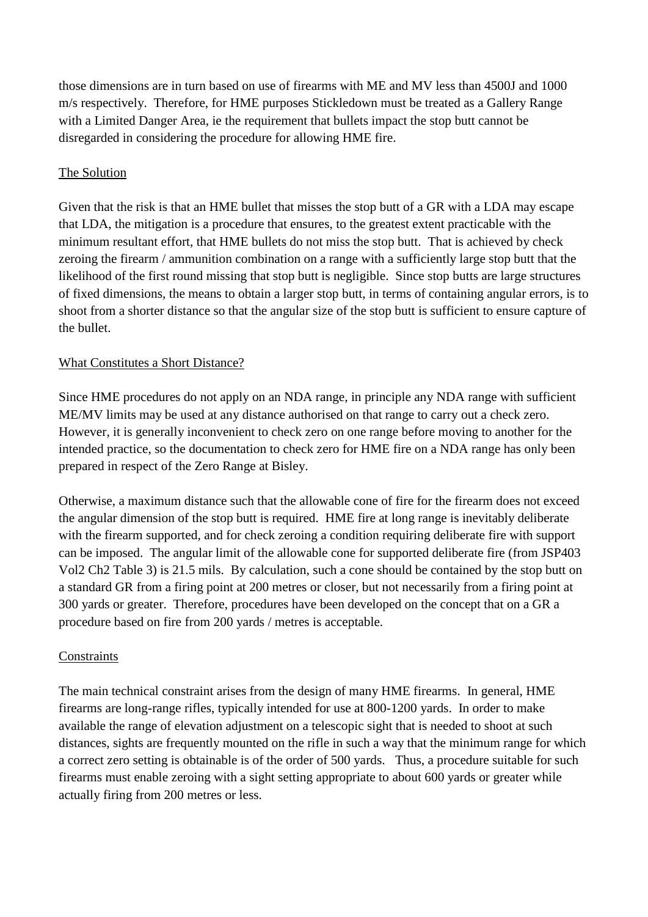those dimensions are in turn based on use of firearms with ME and MV less than 4500J and 1000 m/s respectively. Therefore, for HME purposes Stickledown must be treated as a Gallery Range with a Limited Danger Area, ie the requirement that bullets impact the stop butt cannot be disregarded in considering the procedure for allowing HME fire.

## The Solution

Given that the risk is that an HME bullet that misses the stop butt of a GR with a LDA may escape that LDA, the mitigation is a procedure that ensures, to the greatest extent practicable with the minimum resultant effort, that HME bullets do not miss the stop butt. That is achieved by check zeroing the firearm / ammunition combination on a range with a sufficiently large stop butt that the likelihood of the first round missing that stop butt is negligible. Since stop butts are large structures of fixed dimensions, the means to obtain a larger stop butt, in terms of containing angular errors, is to shoot from a shorter distance so that the angular size of the stop butt is sufficient to ensure capture of the bullet.

## What Constitutes a Short Distance?

Since HME procedures do not apply on an NDA range, in principle any NDA range with sufficient ME/MV limits may be used at any distance authorised on that range to carry out a check zero. However, it is generally inconvenient to check zero on one range before moving to another for the intended practice, so the documentation to check zero for HME fire on a NDA range has only been prepared in respect of the Zero Range at Bisley.

Otherwise, a maximum distance such that the allowable cone of fire for the firearm does not exceed the angular dimension of the stop butt is required. HME fire at long range is inevitably deliberate with the firearm supported, and for check zeroing a condition requiring deliberate fire with support can be imposed. The angular limit of the allowable cone for supported deliberate fire (from JSP403 Vol2 Ch2 Table 3) is 21.5 mils. By calculation, such a cone should be contained by the stop butt on a standard GR from a firing point at 200 metres or closer, but not necessarily from a firing point at 300 yards or greater. Therefore, procedures have been developed on the concept that on a GR a procedure based on fire from 200 yards / metres is acceptable.

## Constraints

The main technical constraint arises from the design of many HME firearms. In general, HME firearms are long-range rifles, typically intended for use at 800-1200 yards. In order to make available the range of elevation adjustment on a telescopic sight that is needed to shoot at such distances, sights are frequently mounted on the rifle in such a way that the minimum range for which a correct zero setting is obtainable is of the order of 500 yards. Thus, a procedure suitable for such firearms must enable zeroing with a sight setting appropriate to about 600 yards or greater while actually firing from 200 metres or less.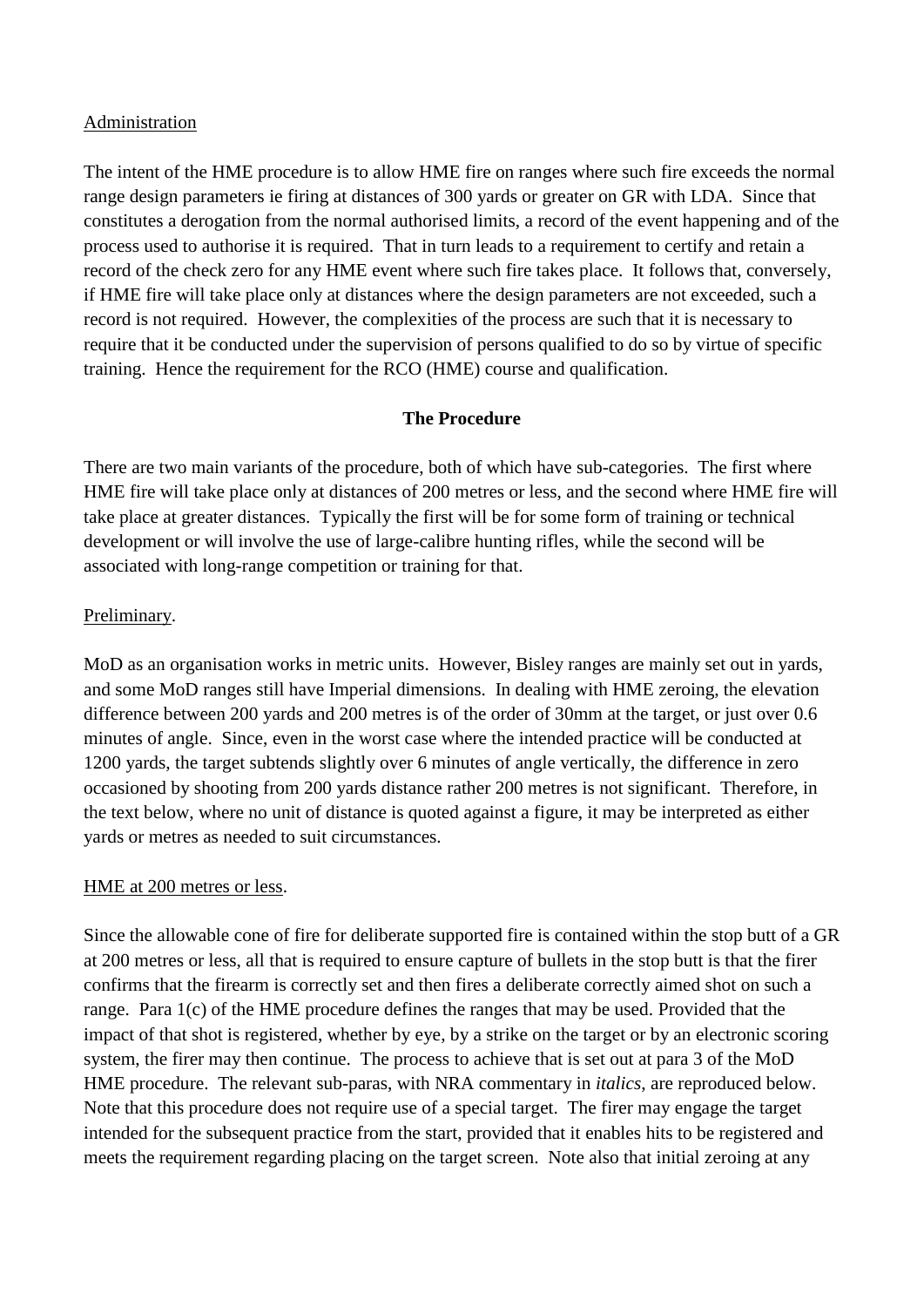Administration

The intent of the HME procedure is to allow HME fire on ranges where such fire exceeds the normal range design parameters ie firing at distances of 300 yards or greater on GR with LDA. Since that constitutes a derogation from the normal authorised limits, a record of the event happening and of the process used to authorise it is required. That in turn leads to a requirement to certify and retain a record of the check zero for any HME event where such fire takes place. It follows that, conversely, if HME fire will take place only at distances where the design parameters are not exceeded, such a record is not required. However, the complexities of the process are such that it is necessary to require that it be conducted under the supervision of persons qualified to do so by virtue of specific training. Hence the requirement for the RCO (HME) course and qualification.

## The Procedure

There are two main variants of the procedure, both of which have sub-categories. The first where HME fire will take place only at distances of 200 metres or less, and the second where HME fire will take place at greater distances. Typically the first will be for some form of training or technical development or will involve the use of large-calibre hunting rifles, while the second will be associated with long-range competition or training for that.

Preliminary.

MoD as an organisation works in metric units. However, Bisley ranges are mainly set out in yards, and some MoD ranges still have Imperial dimensions. In dealing with HME zeroing, the elevation difference between 200 yards and 200 metres is of the order of 30mm at the target, or just over 0.6 minutes of angle. Since, even in the worst case where the intended practice will be conducted at 1200 yards, the target subtends slightly over 6 minutes of angle vertically, the difference in zero occasioned by shooting from 200 yards distance rather 200 metres is not significant. Therefore, in the text below, where no unit of distance is quoted against a figure, it may be interpreted as either yards or metres as needed to suit circumstances.

HME at 200 metres or less.

Since the allowable cone of fire for deliberate supported fire is contained within the stop butt of a GR at 200 metres or less, all that is required to ensure capture of bullets in the stop butt is that the firer confirms that the firearm is correctly set and then fires a deliberate correctly aimed shot on such a range. Para 1(c) of the HME procedure defines the ranges that may be used. Provided that the impact of that shot is registered, whether by eye, by a strike on the target or by an electronic scoring system, the firer may then continue. The process to achieve that is set out at para 3 of the MoD HME procedure. The relevant sub-paras, with NRA commentary in *italics*, are reproduced below. Note that this procedure does not require use of a special target. The firer may engage the target intended for the subsequent practice from the start, provided that it enables hits to be registered and meets the requirement regarding placing on the target screen. Note also that initial zeroing at any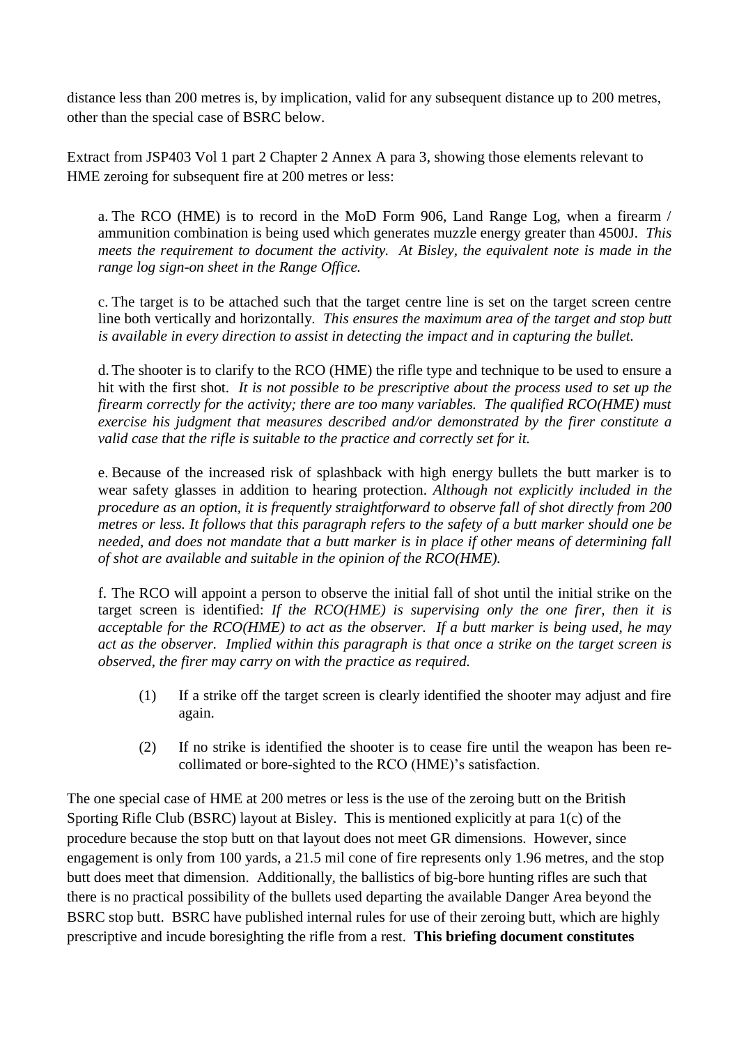distance less than 200 metres is, by implication, valid for any subsequent distance up to 200 metres, other than the special case of BSRC below.

Extract from JSP403 Vol 1 part 2 Chapter 2 Annex A para 3, showing those elements relevant to HME zeroing for subsequent fire at 200 metres or less:

> a. The RCO (HME) is to record in the MoD Form 906, Land Range Log, when a firearm / ammunition combination is being used which generates muzzle energy greater than 4500J. *This meets the requirement to document the activity. At Bisley, the equivalent note is made in the range log sign-on sheet in the Range Office.*
>
> c. The target is to be attached such that the target centre line is set on the target screen centre line both vertically and horizontally. *This ensures the maximum area of the target and stop butt is available in every direction to assist in detecting the impact and in capturing the bullet.*
>
> d. The shooter is to clarify to the RCO (HME) the rifle type and technique to be used to ensure a hit with the first shot. *It is not possible to be prescriptive about the process used to set up the firearm correctly for the activity; there are too many variables. The qualified RCO(HME) must exercise his judgment that measures described and/or demonstrated by the firer constitute a valid case that the rifle is suitable to the practice and correctly set for it.*
>
> e. Because of the increased risk of splashback with high energy bullets the butt marker is to wear safety glasses in addition to hearing protection. *Although not explicitly included in the procedure as an option, it is frequently straightforward to observe fall of shot directly from 200 metres or less. It follows that this paragraph refers to the safety of a butt marker should one be needed, and does not mandate that a butt marker is in place if other means of determining fall of shot are available and suitable in the opinion of the RCO(HME).*
>
> f. The RCO will appoint a person to observe the initial fall of shot until the initial strike on the target screen is identified: *If the RCO(HME) is supervising only the one firer, then it is acceptable for the RCO(HME) to act as the observer. If a butt marker is being used, he may act as the observer. Implied within this paragraph is that once a strike on the target screen is observed, the firer may carry on with the practice as required.*
>
> (1) If a strike off the target screen is clearly identified the shooter may adjust and fire again.
>
> (2) If no strike is identified the shooter is to cease fire until the weapon has been re-collimated or bore-sighted to the RCO (HME)'s satisfaction.

The one special case of HME at 200 metres or less is the use of the zeroing butt on the British Sporting Rifle Club (BSRC) layout at Bisley. This is mentioned explicitly at para 1(c) of the procedure because the stop butt on that layout does not meet GR dimensions. However, since engagement is only from 100 yards, a 21.5 mil cone of fire represents only 1.96 metres, and the stop butt does meet that dimension. Additionally, the ballistics of big-bore hunting rifles are such that there is no practical possibility of the bullets used departing the available Danger Area beyond the BSRC stop butt. BSRC have published internal rules for use of their zeroing butt, which are highly prescriptive and incude boresighting the rifle from a rest. **This briefing document constitutes**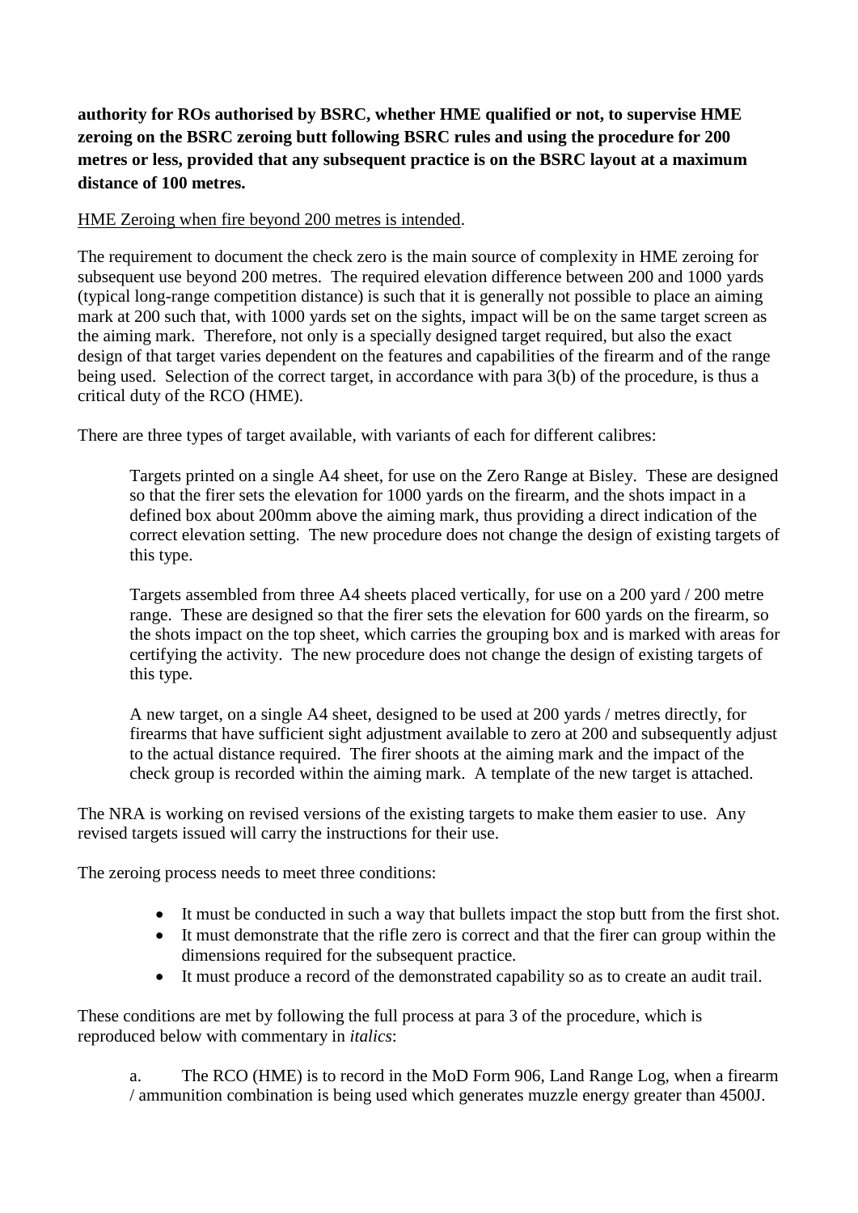**authority for ROs authorised by BSRC, whether HME qualified or not, to supervise HME zeroing on the BSRC zeroing butt following BSRC rules and using the procedure for 200 metres or less, provided that any subsequent practice is on the BSRC layout at a maximum distance of 100 metres.**

<u>HME Zeroing when fire beyond 200 metres is intended</u>.

The requirement to document the check zero is the main source of complexity in HME zeroing for subsequent use beyond 200 metres. The required elevation difference between 200 and 1000 yards (typical long-range competition distance) is such that it is generally not possible to place an aiming mark at 200 such that, with 1000 yards set on the sights, impact will be on the same target screen as the aiming mark. Therefore, not only is a specially designed target required, but also the exact design of that target varies dependent on the features and capabilities of the firearm and of the range being used. Selection of the correct target, in accordance with para 3(b) of the procedure, is thus a critical duty of the RCO (HME).

There are three types of target available, with variants of each for different calibres:

> Targets printed on a single A4 sheet, for use on the Zero Range at Bisley. These are designed so that the firer sets the elevation for 1000 yards on the firearm, and the shots impact in a defined box about 200mm above the aiming mark, thus providing a direct indication of the correct elevation setting. The new procedure does not change the design of existing targets of this type.
>
> Targets assembled from three A4 sheets placed vertically, for use on a 200 yard / 200 metre range. These are designed so that the firer sets the elevation for 600 yards on the firearm, so the shots impact on the top sheet, which carries the grouping box and is marked with areas for certifying the activity. The new procedure does not change the design of existing targets of this type.
>
> A new target, on a single A4 sheet, designed to be used at 200 yards / metres directly, for firearms that have sufficient sight adjustment available to zero at 200 and subsequently adjust to the actual distance required. The firer shoots at the aiming mark and the impact of the check group is recorded within the aiming mark. A template of the new target is attached.

The NRA is working on revised versions of the existing targets to make them easier to use. Any revised targets issued will carry the instructions for their use.

The zeroing process needs to meet three conditions:

- It must be conducted in such a way that bullets impact the stop butt from the first shot.
- It must demonstrate that the rifle zero is correct and that the firer can group within the dimensions required for the subsequent practice.
- It must produce a record of the demonstrated capability so as to create an audit trail.

These conditions are met by following the full process at para 3 of the procedure, which is reproduced below with commentary in *italics*:

> a. The RCO (HME) is to record in the MoD Form 906, Land Range Log, when a firearm / ammunition combination is being used which generates muzzle energy greater than 4500J.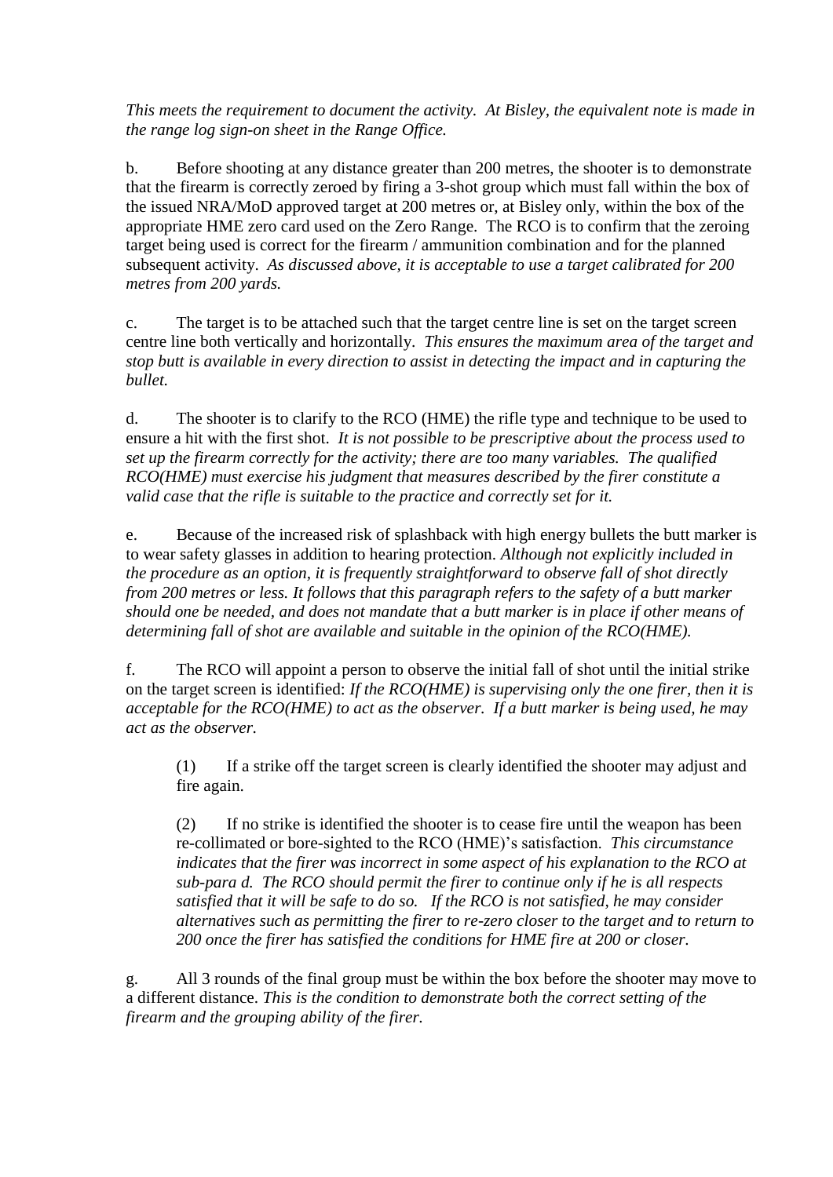*This meets the requirement to document the activity. At Bisley, the equivalent note is made in the range log sign-on sheet in the Range Office.*

b. Before shooting at any distance greater than 200 metres, the shooter is to demonstrate that the firearm is correctly zeroed by firing a 3-shot group which must fall within the box of the issued NRA/MoD approved target at 200 metres or, at Bisley only, within the box of the appropriate HME zero card used on the Zero Range. The RCO is to confirm that the zeroing target being used is correct for the firearm / ammunition combination and for the planned subsequent activity. *As discussed above, it is acceptable to use a target calibrated for 200 metres from 200 yards.*

c. The target is to be attached such that the target centre line is set on the target screen centre line both vertically and horizontally. *This ensures the maximum area of the target and stop butt is available in every direction to assist in detecting the impact and in capturing the bullet.*

d. The shooter is to clarify to the RCO (HME) the rifle type and technique to be used to ensure a hit with the first shot. *It is not possible to be prescriptive about the process used to set up the firearm correctly for the activity; there are too many variables. The qualified RCO(HME) must exercise his judgment that measures described by the firer constitute a valid case that the rifle is suitable to the practice and correctly set for it.*

e. Because of the increased risk of splashback with high energy bullets the butt marker is to wear safety glasses in addition to hearing protection. *Although not explicitly included in the procedure as an option, it is frequently straightforward to observe fall of shot directly from 200 metres or less. It follows that this paragraph refers to the safety of a butt marker should one be needed, and does not mandate that a butt marker is in place if other means of determining fall of shot are available and suitable in the opinion of the RCO(HME).*

f. The RCO will appoint a person to observe the initial fall of shot until the initial strike on the target screen is identified: *If the RCO(HME) is supervising only the one firer, then it is acceptable for the RCO(HME) to act as the observer. If a butt marker is being used, he may act as the observer.*

> (1) If a strike off the target screen is clearly identified the shooter may adjust and fire again.
>
> (2) If no strike is identified the shooter is to cease fire until the weapon has been re-collimated or bore-sighted to the RCO (HME)'s satisfaction. *This circumstance indicates that the firer was incorrect in some aspect of his explanation to the RCO at sub-para d. The RCO should permit the firer to continue only if he is all respects satisfied that it will be safe to do so. If the RCO is not satisfied, he may consider alternatives such as permitting the firer to re-zero closer to the target and to return to 200 once the firer has satisfied the conditions for HME fire at 200 or closer.*

g. All 3 rounds of the final group must be within the box before the shooter may move to a different distance. *This is the condition to demonstrate both the correct setting of the firearm and the grouping ability of the firer.*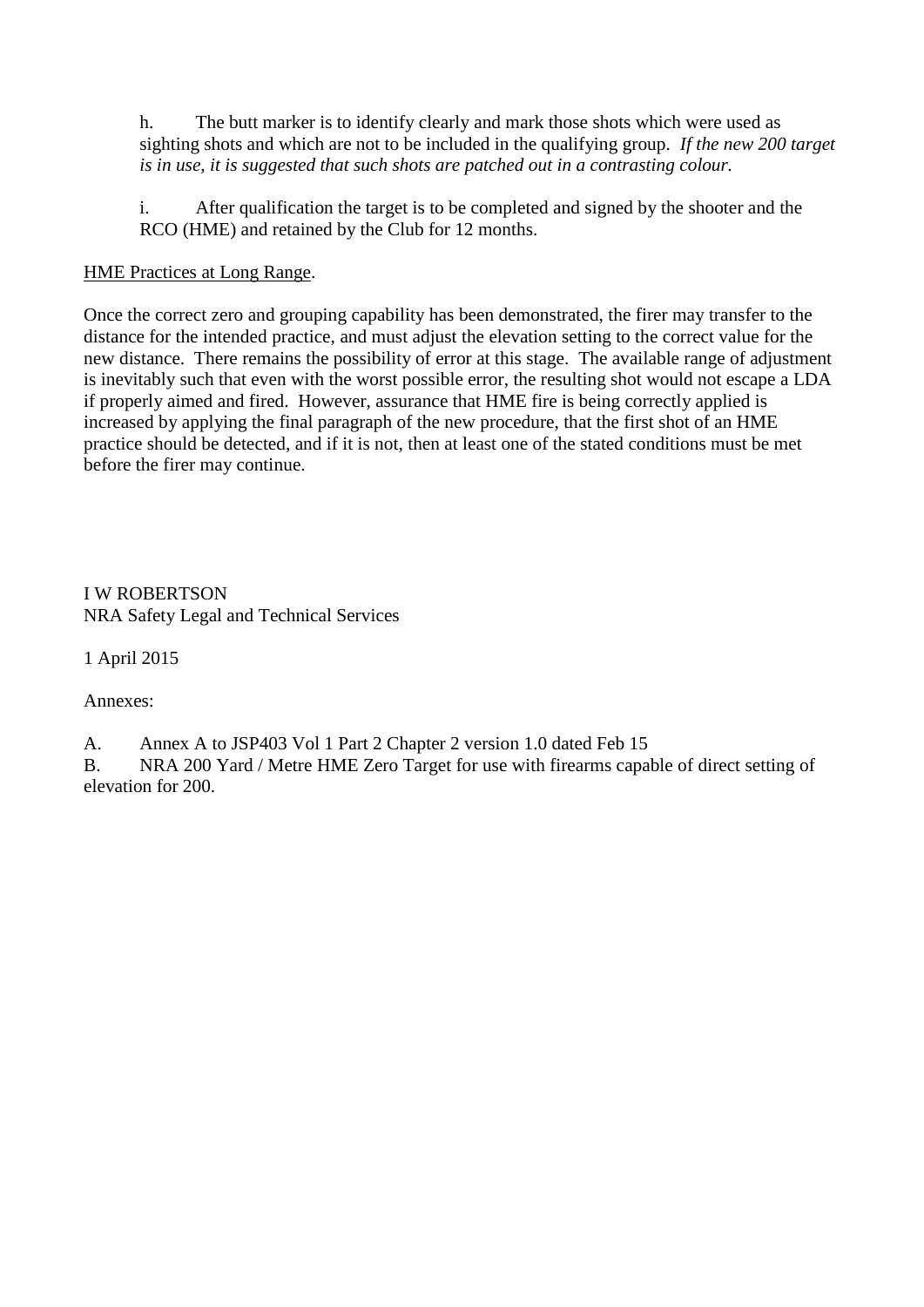h. The butt marker is to identify clearly and mark those shots which were used as sighting shots and which are not to be included in the qualifying group. *If the new 200 target is in use, it is suggested that such shots are patched out in a contrasting colour.*

i. After qualification the target is to be completed and signed by the shooter and the RCO (HME) and retained by the Club for 12 months.

<u>HME Practices at Long Range</u>.

Once the correct zero and grouping capability has been demonstrated, the firer may transfer to the distance for the intended practice, and must adjust the elevation setting to the correct value for the new distance. There remains the possibility of error at this stage. The available range of adjustment is inevitably such that even with the worst possible error, the resulting shot would not escape a LDA if properly aimed and fired. However, assurance that HME fire is being correctly applied is increased by applying the final paragraph of the new procedure, that the first shot of an HME practice should be detected, and if it is not, then at least one of the stated conditions must be met before the firer may continue.

I W ROBERTSON
NRA Safety Legal and Technical Services

1 April 2015

Annexes:

A. Annex A to JSP403 Vol 1 Part 2 Chapter 2 version 1.0 dated Feb 15
B. NRA 200 Yard / Metre HME Zero Target for use with firearms capable of direct setting of elevation for 200.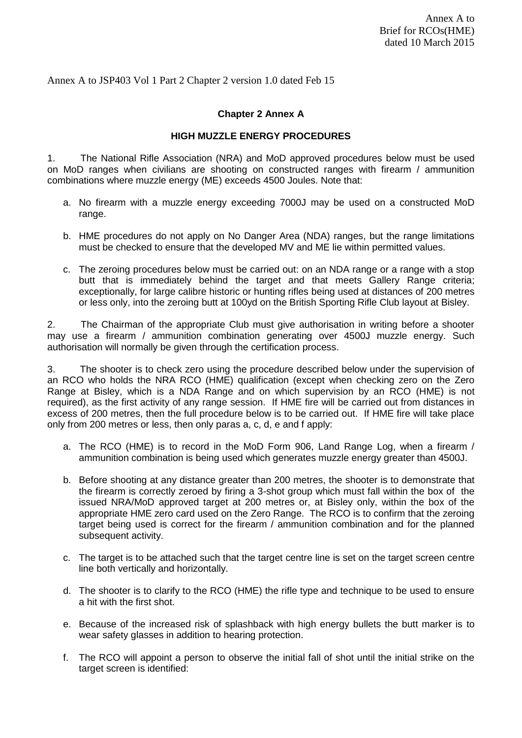Annex A to
Brief for RCOs(HME)
dated 10 March 2015

Annex A to JSP403 Vol 1 Part 2 Chapter 2 version 1.0 dated Feb 15

**Chapter 2 Annex A**

**HIGH MUZZLE ENERGY PROCEDURES**

1. The National Rifle Association (NRA) and MoD approved procedures below must be used on MoD ranges when civilians are shooting on constructed ranges with firearm / ammunition combinations where muzzle energy (ME) exceeds 4500 Joules. Note that:

   a. No firearm with a muzzle energy exceeding 7000J may be used on a constructed MoD range.

   b. HME procedures do not apply on No Danger Area (NDA) ranges, but the range limitations must be checked to ensure that the developed MV and ME lie within permitted values.

   c. The zeroing procedures below must be carried out: on an NDA range or a range with a stop butt that is immediately behind the target and that meets Gallery Range criteria; exceptionally, for large calibre historic or hunting rifles being used at distances of 200 metres or less only, into the zeroing butt at 100yd on the British Sporting Rifle Club layout at Bisley.

2. The Chairman of the appropriate Club must give authorisation in writing before a shooter may use a firearm / ammunition combination generating over 4500J muzzle energy. Such authorisation will normally be given through the certification process.

3. The shooter is to check zero using the procedure described below under the supervision of an RCO who holds the NRA RCO (HME) qualification (except when checking zero on the Zero Range at Bisley, which is a NDA Range and on which supervision by an RCO (HME) is not required), as the first activity of any range session. If HME fire will be carried out from distances in excess of 200 metres, then the full procedure below is to be carried out. If HME fire will take place only from 200 metres or less, then only paras a, c, d, e and f apply:

   a. The RCO (HME) is to record in the MoD Form 906, Land Range Log, when a firearm / ammunition combination is being used which generates muzzle energy greater than 4500J.

   b. Before shooting at any distance greater than 200 metres, the shooter is to demonstrate that the firearm is correctly zeroed by firing a 3-shot group which must fall within the box of the issued NRA/MoD approved target at 200 metres or, at Bisley only, within the box of the appropriate HME zero card used on the Zero Range. The RCO is to confirm that the zeroing target being used is correct for the firearm / ammunition combination and for the planned subsequent activity.

   c. The target is to be attached such that the target centre line is set on the target screen centre line both vertically and horizontally.

   d. The shooter is to clarify to the RCO (HME) the rifle type and technique to be used to ensure a hit with the first shot.

   e. Because of the increased risk of splashback with high energy bullets the butt marker is to wear safety glasses in addition to hearing protection.

   f. The RCO will appoint a person to observe the initial fall of shot until the initial strike on the target screen is identified: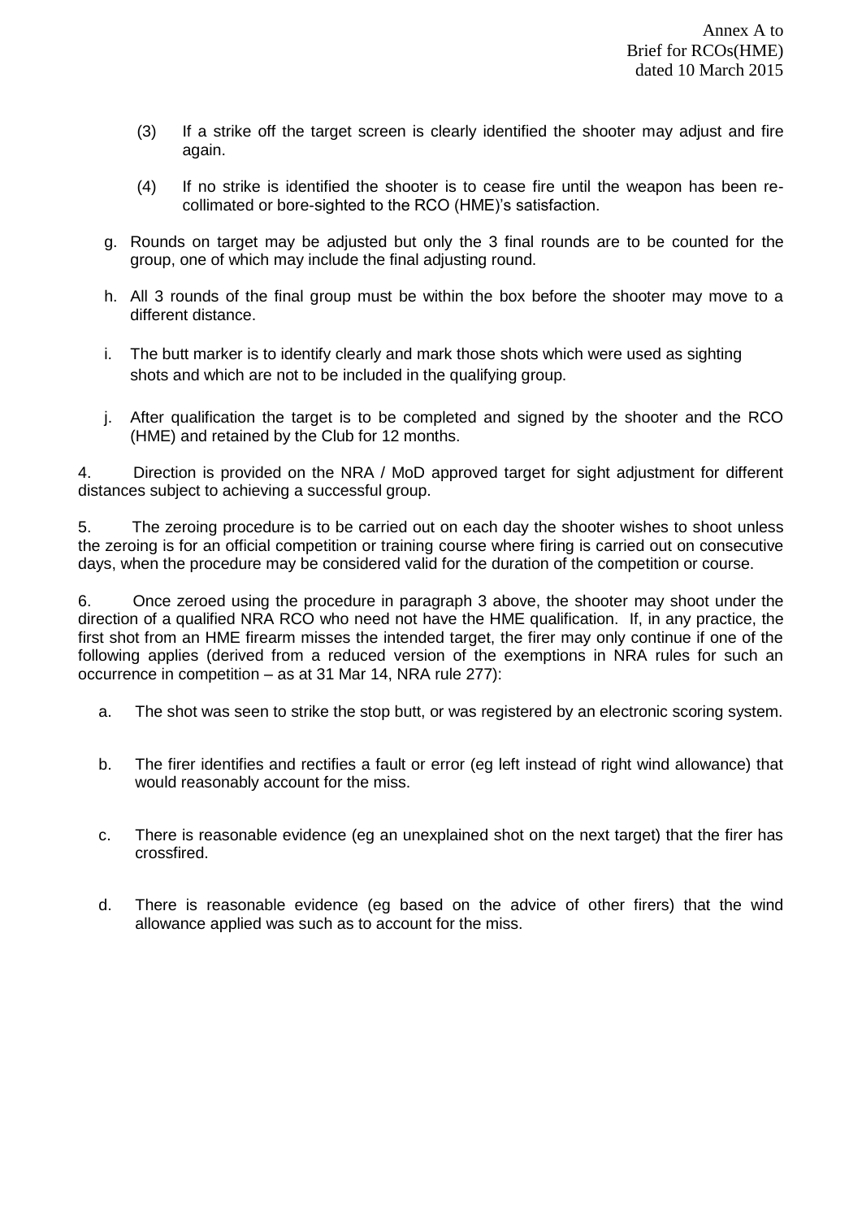(3) If a strike off the target screen is clearly identified the shooter may adjust and fire again.

(4) If no strike is identified the shooter is to cease fire until the weapon has been re-collimated or bore-sighted to the RCO (HME)'s satisfaction.

g. Rounds on target may be adjusted but only the 3 final rounds are to be counted for the group, one of which may include the final adjusting round.

h. All 3 rounds of the final group must be within the box before the shooter may move to a different distance.

i. The butt marker is to identify clearly and mark those shots which were used as sighting shots and which are not to be included in the qualifying group.

j. After qualification the target is to be completed and signed by the shooter and the RCO (HME) and retained by the Club for 12 months.

4. Direction is provided on the NRA / MoD approved target for sight adjustment for different distances subject to achieving a successful group.

5. The zeroing procedure is to be carried out on each day the shooter wishes to shoot unless the zeroing is for an official competition or training course where firing is carried out on consecutive days, when the procedure may be considered valid for the duration of the competition or course.

6. Once zeroed using the procedure in paragraph 3 above, the shooter may shoot under the direction of a qualified NRA RCO who need not have the HME qualification. If, in any practice, the first shot from an HME firearm misses the intended target, the firer may only continue if one of the following applies (derived from a reduced version of the exemptions in NRA rules for such an occurrence in competition – as at 31 Mar 14, NRA rule 277):

a. The shot was seen to strike the stop butt, or was registered by an electronic scoring system.

b. The firer identifies and rectifies a fault or error (eg left instead of right wind allowance) that would reasonably account for the miss.

c. There is reasonable evidence (eg an unexplained shot on the next target) that the firer has crossfired.

d. There is reasonable evidence (eg based on the advice of other firers) that the wind allowance applied was such as to account for the miss.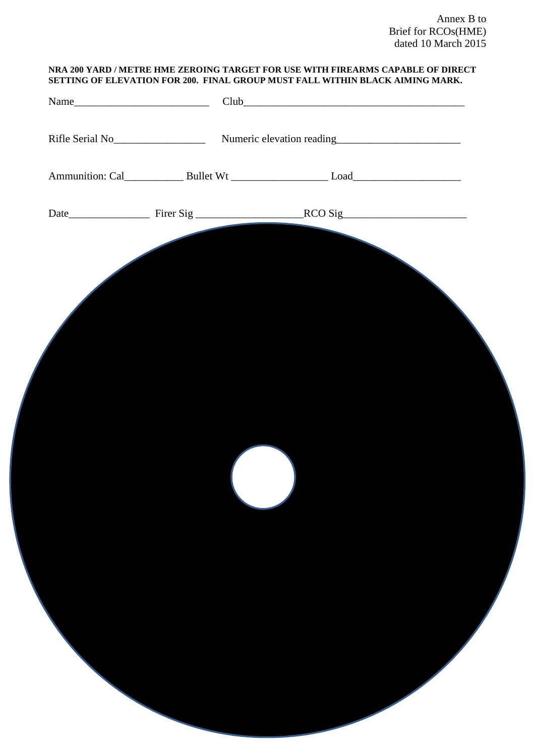Annex B to
Brief for RCOs(HME)
dated 10 March 2015

**NRA 200 YARD / METRE HME ZEROING TARGET FOR USE WITH FIREARMS CAPABLE OF DIRECT SETTING OF ELEVATION FOR 200. FINAL GROUP MUST FALL WITHIN BLACK AIMING MARK.**

Name_________________________ Club_________________________________________

Rifle Serial No_________________ Numeric elevation reading_______________________

Ammunition: Cal___________ Bullet Wt _________________ Load___________________

Date_______________ Firer Sig ____________________RCO Sig______________________